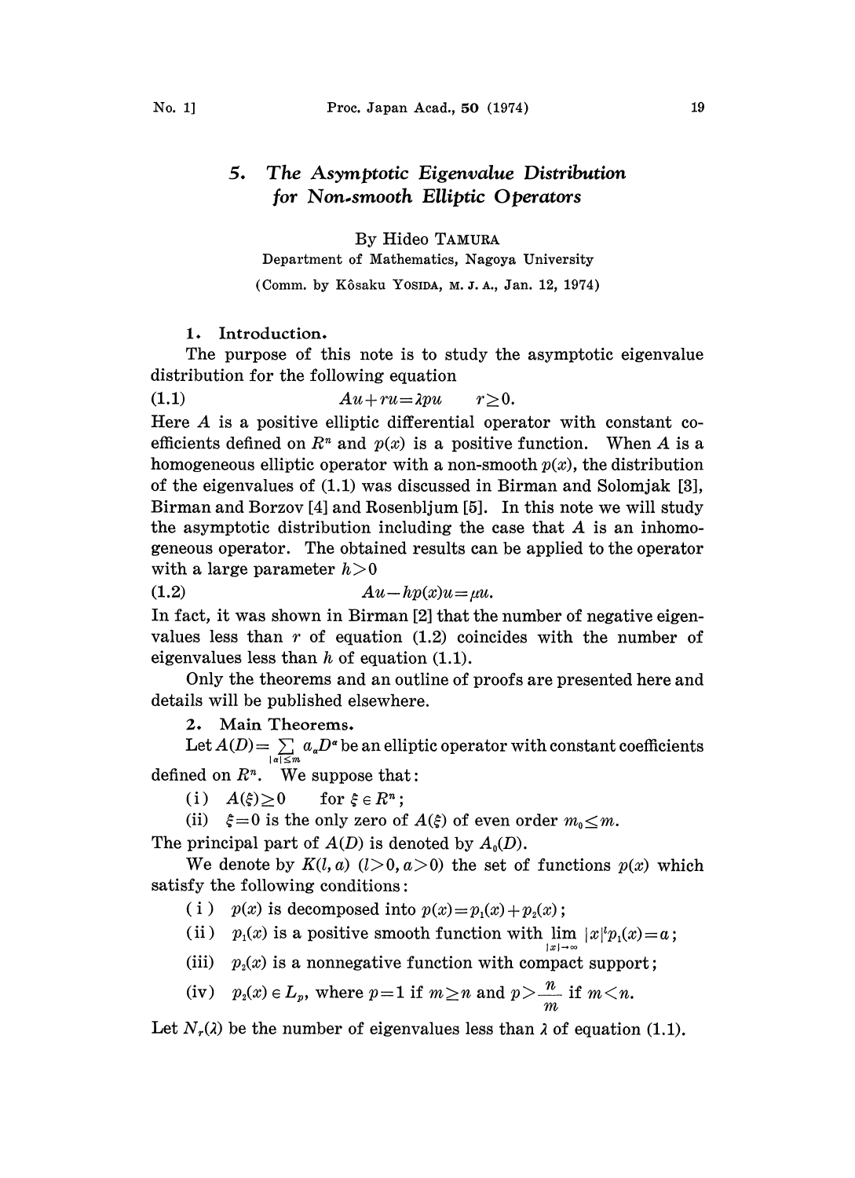# 5. *The Asymptotic Eigenvalue Distribution for Non-smooth Elliptic Operators*

By Hideo TAMURA

Department of Mathematics, Nagoya University

(Comm. by Kôsaku YOSIDA, M. J. A., Jan. 12, 1974)

## 1. Introduction.

The purpose of this note is to study the asymptotic eigenvalue distribution for the following equation

$$Au + ru = \lambda pu \qquad r \geq 0. \tag{1.1}$$

Here $A$ is a positive elliptic differential operator with constant coefficients defined on $R^n$ and $p(x)$ is a positive function. When $A$ is a homogeneous elliptic operator with a non-smooth $p(x)$, the distribution of the eigenvalues of (1.1) was discussed in Birman and Solomjak [3], Birman and Borzov [4] and Rosenbljum [5]. In this note we will study the asymptotic distribution including the case that $A$ is an inhomogeneous operator. The obtained results can be applied to the operator with a large parameter $h > 0$

$$Au - hp(x)u = \mu u. \tag{1.2}$$

In fact, it was shown in Birman [2] that the number of negative eigenvalues less than $r$ of equation (1.2) coincides with the number of eigenvalues less than $h$ of equation (1.1).

Only the theorems and an outline of proofs are presented here and details will be published elsewhere.

## 2. Main Theorems.

Let $A(D) = \sum_{|\alpha| \leq m} a_\alpha D^\alpha$ be an elliptic operator with constant coefficients defined on $R^n$. We suppose that:

(i) $A(\xi) \geq 0$ for $\xi \in R^n$;

(ii) $\xi = 0$ is the only zero of $A(\xi)$ of even order $m_0 \leq m$.

The principal part of $A(D)$ is denoted by $A_0(D)$.

We denote by $K(l, a)$ ($l > 0, a > 0$) the set of functions $p(x)$ which satisfy the following conditions:

(i) $p(x)$ is decomposed into $p(x) = p_1(x) + p_2(x)$;

(ii) $p_1(x)$ is a positive smooth function with $\lim_{|x| \to \infty} |x|^l p_1(x) = a$;

(iii) $p_2(x)$ is a nonnegative function with compact support;

(iv) $p_2(x) \in L_p$, where $p = 1$ if $m \geq n$ and $p > \dfrac{n}{m}$ if $m < n$.

Let $N_r(\lambda)$ be the number of eigenvalues less than $\lambda$ of equation (1.1).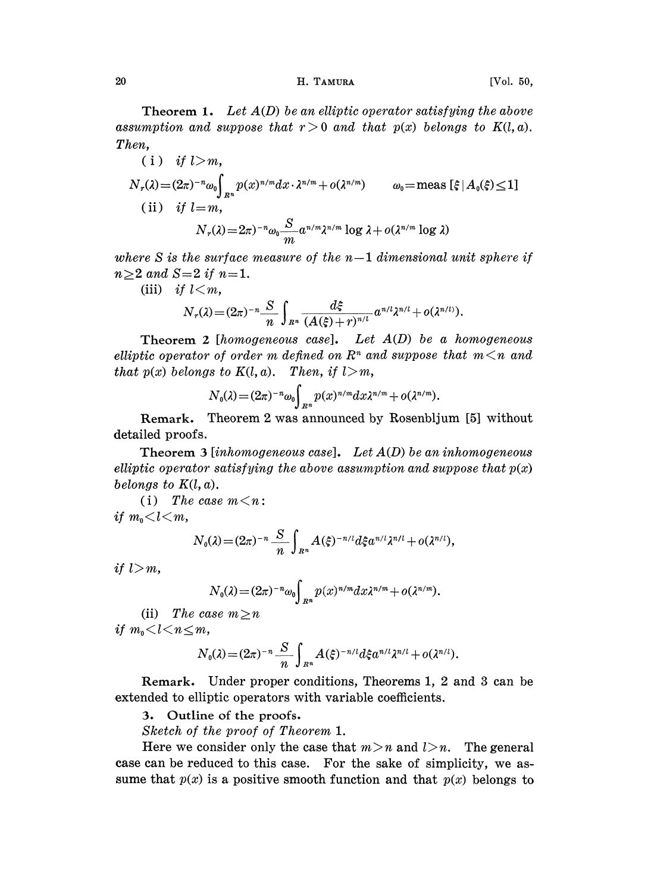**Theorem 1.** *Let $A(D)$ be an elliptic operator satisfying the above assumption and suppose that $r>0$ and that $p(x)$ belongs to $K(l,a)$. Then,*

(i) *if $l>m$,*

$$N_r(\lambda)=(2\pi)^{-n}\omega_0\int_{R^n} p(x)^{n/m}dx\cdot\lambda^{n/m}+o(\lambda^{n/m}) \qquad \omega_0=\text{meas}\,[\xi\,|\,A_0(\xi)\le 1]$$

(ii) *if $l=m$,*

$$N_r(\lambda)=2\pi)^{-n}\omega_0\frac{S}{m}a^{n/m}\lambda^{n/m}\log\lambda+o(\lambda^{n/m}\log\lambda)$$

*where $S$ is the surface measure of the $n-1$ dimensional unit sphere if $n\ge 2$ and $S=2$ if $n=1$.*

(iii) *if $l<m$,*

$$N_r(\lambda)=(2\pi)^{-n}\frac{S}{n}\int_{R^n}\frac{d\xi}{(A(\xi)+r)^{n/l}}a^{n/l}\lambda^{n/l}+o(\lambda^{n/l})).$$

**Theorem 2** [*homogeneous case*]. *Let $A(D)$ be a homogeneous elliptic operator of order $m$ defined on $R^n$ and suppose that $m<n$ and that $p(x)$ belongs to $K(l,a)$. Then, if $l>m$,*

$$N_0(\lambda)=(2\pi)^{-n}\omega_0\int_{R^n}p(x)^{n/m}dx\lambda^{n/m}+o(\lambda^{n/m}).$$

**Remark.** Theorem 2 was announced by Rosenbljum [5] without detailed proofs.

**Theorem 3** [*inhomogeneous case*]. *Let $A(D)$ be an inhomogeneous elliptic operator satisfying the above assumption and suppose that $p(x)$ belongs to $K(l,a)$.*

(i) *The case $m<n$:*
*if $m_0<l<m$,*

$$N_0(\lambda)=(2\pi)^{-n}\frac{S}{n}\int_{R^n}A(\xi)^{-n/l}d\xi a^{n/l}\lambda^{n/l}+o(\lambda^{n/l}),$$

*if $l>m$,*

$$N_0(\lambda)=(2\pi)^{-n}\omega_0\int_{R^n}p(x)^{n/m}dx\lambda^{n/m}+o(\lambda^{n/m}).$$

(ii) *The case $m\ge n$*
*if $m_0<l<n\le m$,*

$$N_0(\lambda)=(2\pi)^{-n}\frac{S}{n}\int_{R^n}A(\xi)^{-n/l}d\xi a^{n/l}\lambda^{n/l}+o(\lambda^{n/l}).$$

**Remark.** Under proper conditions, Theorems 1, 2 and 3 can be extended to elliptic operators with variable coefficients.

## 3. Outline of the proofs.

*Sketch of the proof of Theorem* 1.

Here we consider only the case that $m>n$ and $l>n$. The general case can be reduced to this case. For the sake of simplicity, we assume that $p(x)$ is a positive smooth function and that $p(x)$ belongs to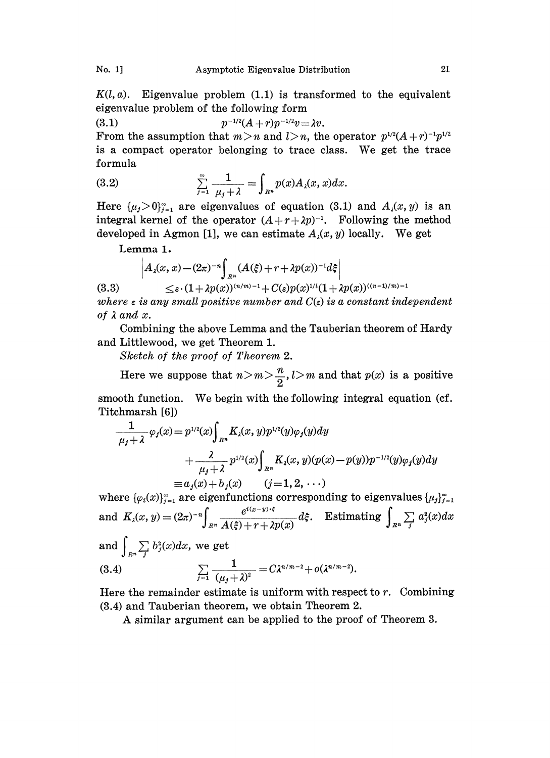$K(l, a)$. Eigenvalue problem (1.1) is transformed to the equivalent eigenvalue problem of the following form

$$p^{-1/2}(A+r)p^{-1/2}v=\lambda v. \tag{3.1}$$

From the assumption that $m>n$ and $l>n$, the operator $p^{1/2}(A+r)^{-1}p^{1/2}$ is a compact operator belonging to trace class. We get the trace formula

$$\sum_{j=1}^{\infty}\frac{1}{\mu_j+\lambda}=\int_{R^n}p(x)A_\lambda(x,x)dx. \tag{3.2}$$

Here $\{\mu_j>0\}_{j=1}^{\infty}$ are eigenvalues of equation (3.1) and $A_\lambda(x,y)$ is an integral kernel of the operator $(A+r+\lambda p)^{-1}$. Following the method developed in Agmon [1], we can estimate $A_\lambda(x,y)$ locally. We get

**Lemma 1.**

$$\left|A_\lambda(x,x)-(2\pi)^{-n}\int_{R^n}(A(\xi)+r+\lambda p(x))^{-1}d\xi\right|$$
$$\leq \varepsilon\cdot(1+\lambda p(x))^{(n/m)-1}+C(\varepsilon)p(x)^{1/l}(1+\lambda p(x))^{((n-1)/m)-1} \tag{3.3}$$

*where $\varepsilon$ is any small positive number and $C(\varepsilon)$ is a constant independent of $\lambda$ and $x$.*

Combining the above Lemma and the Tauberian theorem of Hardy and Littlewood, we get Theorem 1.

*Sketch of the proof of Theorem 2.*

Here we suppose that $n>m>\frac{n}{2}$, $l>m$ and that $p(x)$ is a positive smooth function. We begin with the following integral equation (cf. Titchmarsh [6])

$$\begin{aligned}\frac{1}{\mu_j+\lambda}\varphi_j(x)&=p^{1/2}(x)\int_{R^n}K_\lambda(x,y)p^{1/2}(y)\varphi_j(y)dy\\&\quad+\frac{\lambda}{\mu_j+\lambda}p^{1/2}(x)\int_{R^n}K_\lambda(x,y)(p(x)-p(y))p^{-1/2}(y)\varphi_j(y)dy\\&\equiv a_j(x)+b_j(x)\qquad(j=1,2,\cdots)\end{aligned}$$

where $\{\varphi_i(x)\}_{j=1}^{\infty}$ are eigenfunctions corresponding to eigenvalues $\{\mu_j\}_{j=1}^{\infty}$ and $K_\lambda(x,y)=(2\pi)^{-n}\int_{R^n}\frac{e^{i(x-y)\cdot\xi}}{A(\xi)+r+\lambda p(x)}d\xi$. Estimating $\int_{R^n}\sum_j a_j^2(x)dx$ and $\int_{R^n}\sum_j b_j^2(x)dx$, we get

$$\sum_{j=1}\frac{1}{(\mu_j+\lambda)^2}=C\lambda^{n/m-2}+o(\lambda^{n/m-2}). \tag{3.4}$$

Here the remainder estimate is uniform with respect to $r$. Combining (3.4) and Tauberian theorem, we obtain Theorem 2.

A similar argument can be applied to the proof of Theorem 3.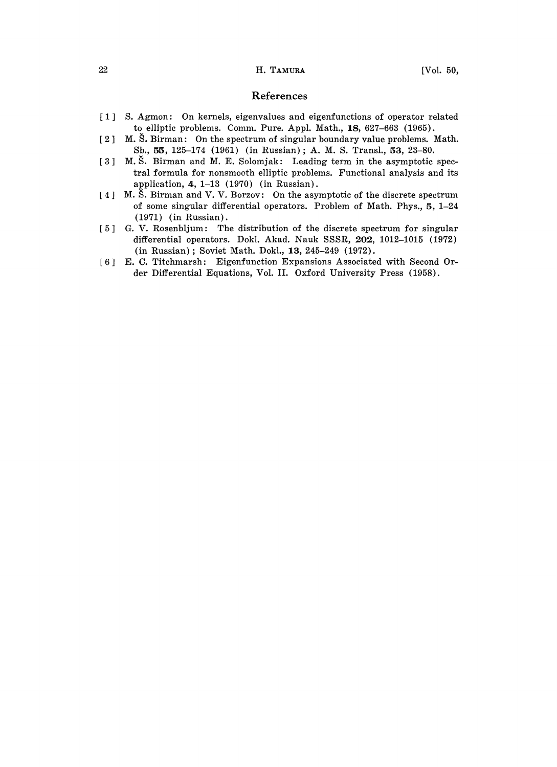## References

[1] S. Agmon: On kernels, eigenvalues and eigenfunctions of operator related to elliptic problems. Comm. Pure. Appl. Math., **18**, 627–663 (1965).

[2] M. Š. Birman: On the spectrum of singular boundary value problems. Math. Sb., **55**, 125–174 (1961) (in Russian); A. M. S. Transl., **53**, 23–80.

[3] M. Š. Birman and M. E. Solomjak: Leading term in the asymptotic spectral formula for nonsmooth elliptic problems. Functional analysis and its application, **4**, 1–13 (1970) (in Russian).

[4] M. Š. Birman and V. V. Borzov: On the asymptotic of the discrete spectrum of some singular differential operators. Problem of Math. Phys., **5**, 1–24 (1971) (in Russian).

[5] G. V. Rosenbljum: The distribution of the discrete spectrum for singular differential operators. Dokl. Akad. Nauk SSSR, **202**, 1012–1015 (1972) (in Russian); Soviet Math. Dokl., **13**, 245–249 (1972).

[6] E. C. Titchmarsh: Eigenfunction Expansions Associated with Second Order Differential Equations, Vol. II. Oxford University Press (1958).